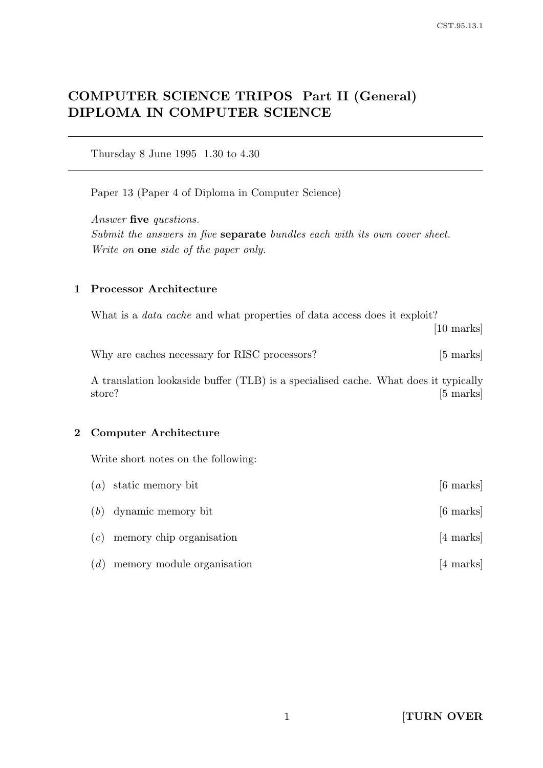# COMPUTER SCIENCE TRIPOS Part II (General)
# DIPLOMA IN COMPUTER SCIENCE

Thursday 8 June 1995 1.30 to 4.30

Paper 13 (Paper 4 of Diploma in Computer Science)

*Answer* **five** *questions.*
*Submit the answers in five* **separate** *bundles each with its own cover sheet.*
*Write on* **one** *side of the paper only.*

## 1 Processor Architecture

What is a *data cache* and what properties of data access does it exploit? [10 marks]

Why are caches necessary for RISC processors? [5 marks]

A translation lookaside buffer (TLB) is a specialised cache. What does it typically store? [5 marks]

## 2 Computer Architecture

Write short notes on the following:

(*a*) static memory bit [6 marks]

(*b*) dynamic memory bit [6 marks]

(*c*) memory chip organisation [4 marks]

(*d*) memory module organisation [4 marks]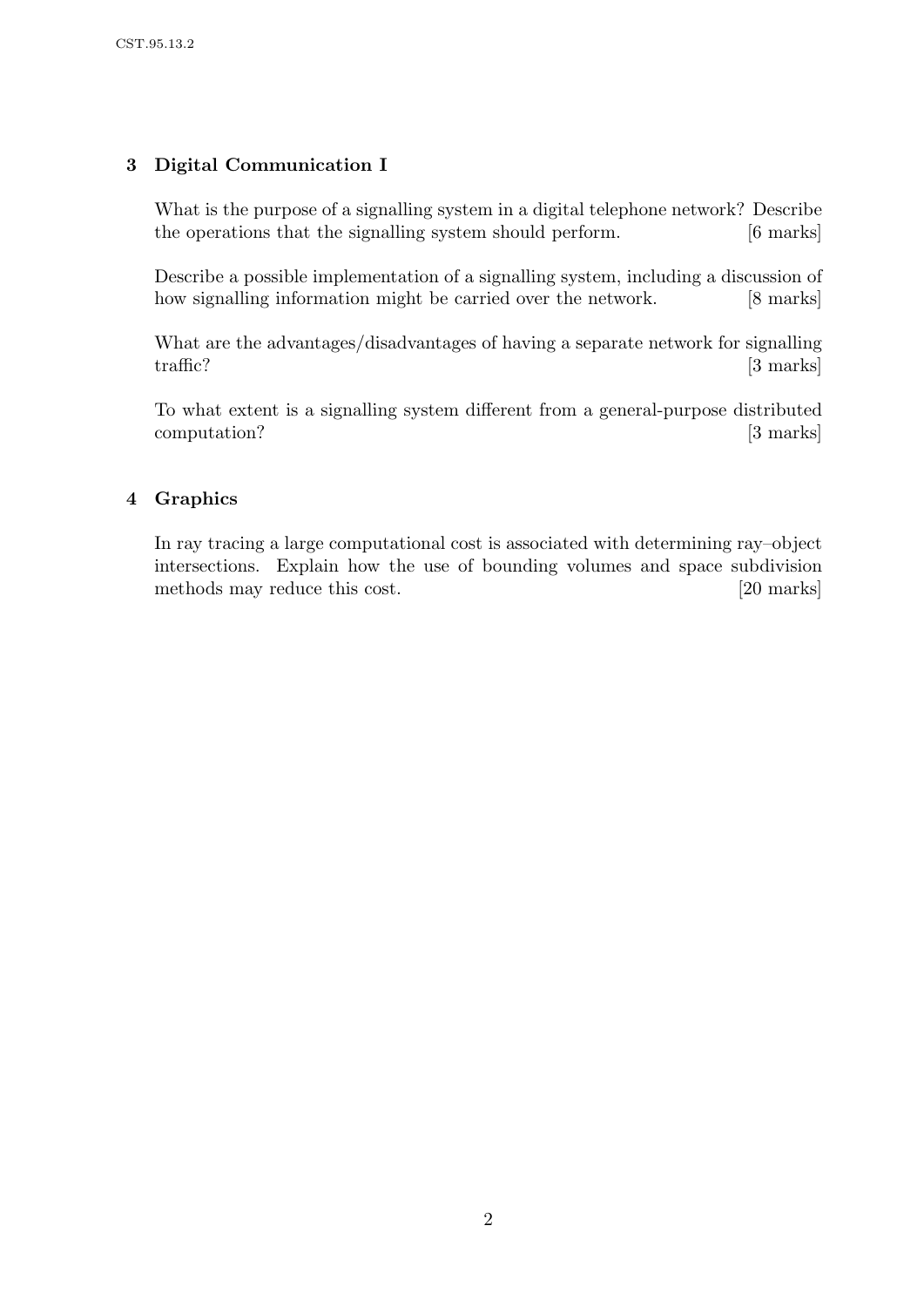## 3 Digital Communication I

What is the purpose of a signalling system in a digital telephone network? Describe the operations that the signalling system should perform. [6 marks]

Describe a possible implementation of a signalling system, including a discussion of how signalling information might be carried over the network. [8 marks]

What are the advantages/disadvantages of having a separate network for signalling traffic? [3 marks]

To what extent is a signalling system different from a general-purpose distributed computation? [3 marks]

## 4 Graphics

In ray tracing a large computational cost is associated with determining ray–object intersections. Explain how the use of bounding volumes and space subdivision methods may reduce this cost. [20 marks]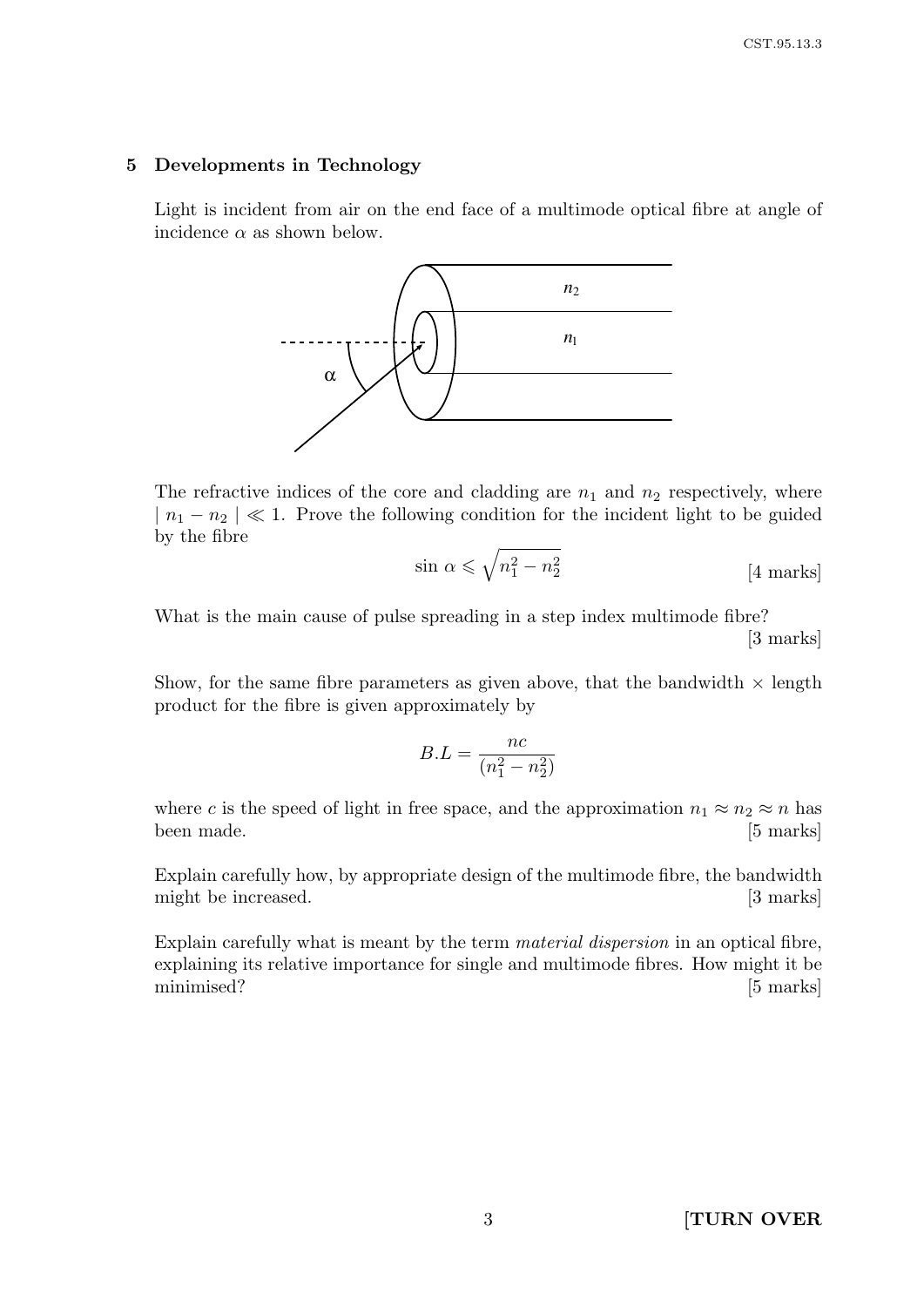## 5 Developments in Technology

Light is incident from air on the end face of a multimode optical fibre at angle of incidence $\alpha$ as shown below.

The refractive indices of the core and cladding are $n_1$ and $n_2$ respectively, where $| n_1 - n_2 | \ll 1$. Prove the following condition for the incident light to be guided by the fibre

$$\sin \alpha \leqslant \sqrt{n_1^2 - n_2^2}$$

[4 marks]

What is the main cause of pulse spreading in a step index multimode fibre?

[3 marks]

Show, for the same fibre parameters as given above, that the bandwidth × length product for the fibre is given approximately by

$$B.L = \frac{nc}{(n_1^2 - n_2^2)}$$

where $c$ is the speed of light in free space, and the approximation $n_1 \approx n_2 \approx n$ has been made. [5 marks]

Explain carefully how, by appropriate design of the multimode fibre, the bandwidth might be increased. [3 marks]

Explain carefully what is meant by the term *material dispersion* in an optical fibre, explaining its relative importance for single and multimode fibres. How might it be minimised? [5 marks]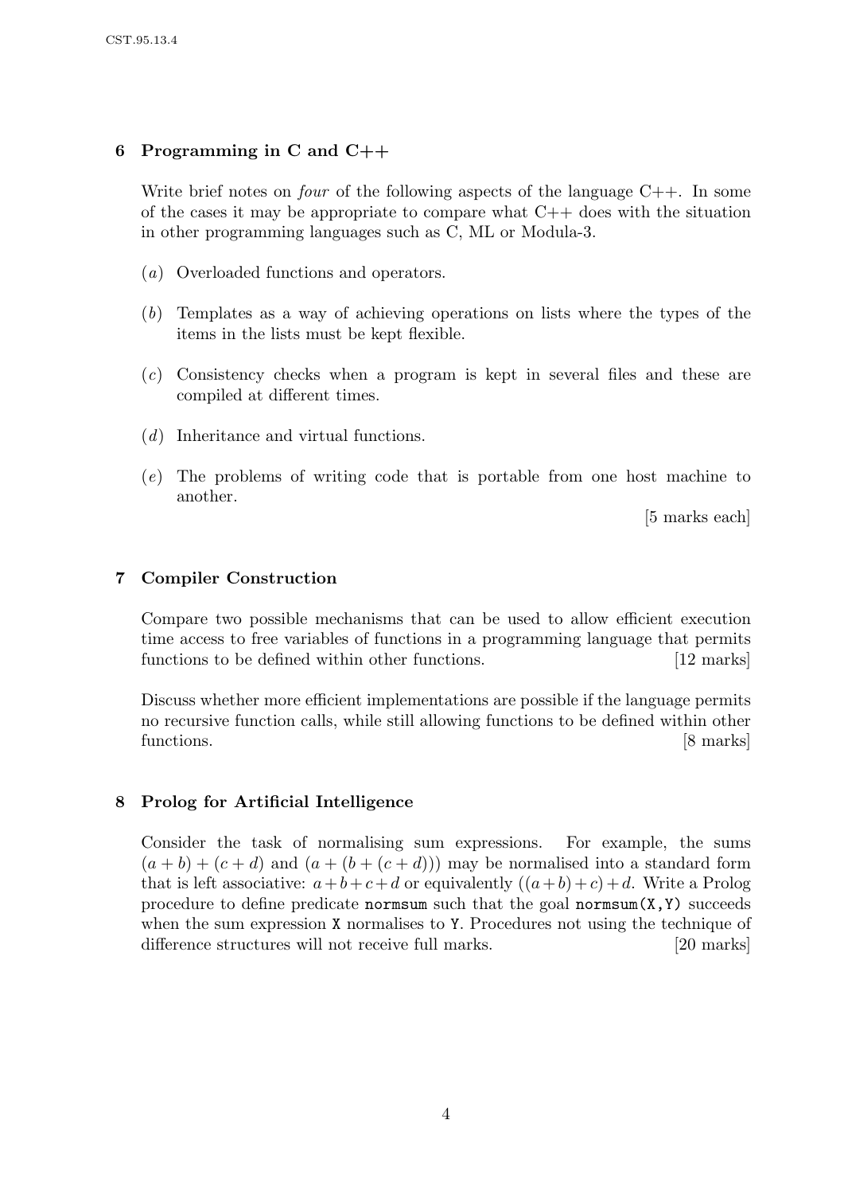## 6 Programming in C and C++

Write brief notes on *four* of the following aspects of the language C++. In some of the cases it may be appropriate to compare what C++ does with the situation in other programming languages such as C, ML or Modula-3.

(*a*) Overloaded functions and operators.

(*b*) Templates as a way of achieving operations on lists where the types of the items in the lists must be kept flexible.

(*c*) Consistency checks when a program is kept in several files and these are compiled at different times.

(*d*) Inheritance and virtual functions.

(*e*) The problems of writing code that is portable from one host machine to another.

[5 marks each]

## 7 Compiler Construction

Compare two possible mechanisms that can be used to allow efficient execution time access to free variables of functions in a programming language that permits functions to be defined within other functions. [12 marks]

Discuss whether more efficient implementations are possible if the language permits no recursive function calls, while still allowing functions to be defined within other functions. [8 marks]

## 8 Prolog for Artificial Intelligence

Consider the task of normalising sum expressions. For example, the sums $(a + b) + (c + d)$ and $(a + (b + (c + d)))$ may be normalised into a standard form that is left associative: $a + b + c + d$ or equivalently $((a + b) + c) + d$. Write a Prolog procedure to define predicate `normsum` such that the goal `normsum(X,Y)` succeeds when the sum expression `X` normalises to `Y`. Procedures not using the technique of difference structures will not receive full marks. [20 marks]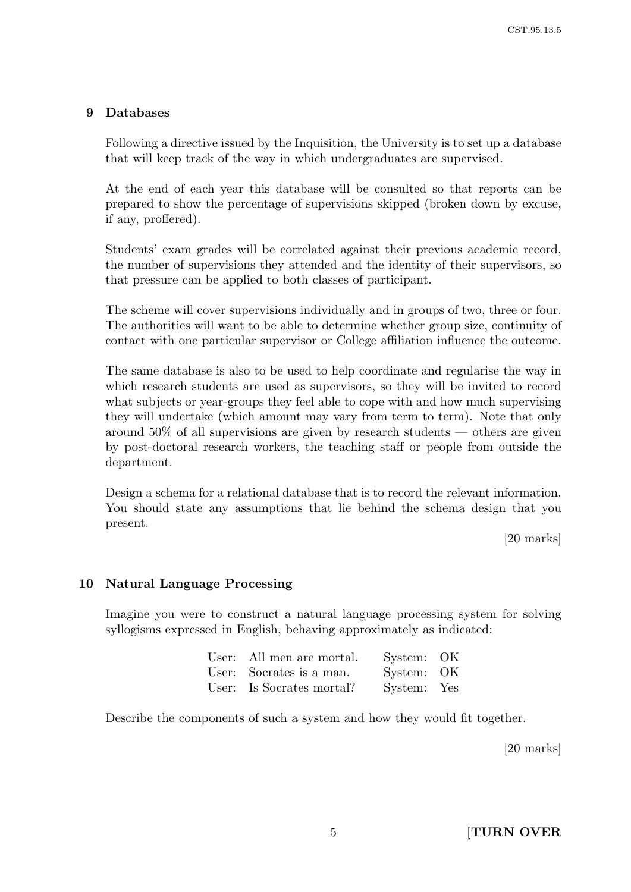## 9 Databases

Following a directive issued by the Inquisition, the University is to set up a database that will keep track of the way in which undergraduates are supervised.

At the end of each year this database will be consulted so that reports can be prepared to show the percentage of supervisions skipped (broken down by excuse, if any, proffered).

Students' exam grades will be correlated against their previous academic record, the number of supervisions they attended and the identity of their supervisors, so that pressure can be applied to both classes of participant.

The scheme will cover supervisions individually and in groups of two, three or four. The authorities will want to be able to determine whether group size, continuity of contact with one particular supervisor or College affiliation influence the outcome.

The same database is also to be used to help coordinate and regularise the way in which research students are used as supervisors, so they will be invited to record what subjects or year-groups they feel able to cope with and how much supervising they will undertake (which amount may vary from term to term). Note that only around 50% of all supervisions are given by research students — others are given by post-doctoral research workers, the teaching staff or people from outside the department.

Design a schema for a relational database that is to record the relevant information. You should state any assumptions that lie behind the schema design that you present.

[20 marks]

## 10 Natural Language Processing

Imagine you were to construct a natural language processing system for solving syllogisms expressed in English, behaving approximately as indicated:

| | | | |
|---|---|---|---|
| User: | All men are mortal. | System: | OK |
| User: | Socrates is a man. | System: | OK |
| User: | Is Socrates mortal? | System: | Yes |

Describe the components of such a system and how they would fit together.

[20 marks]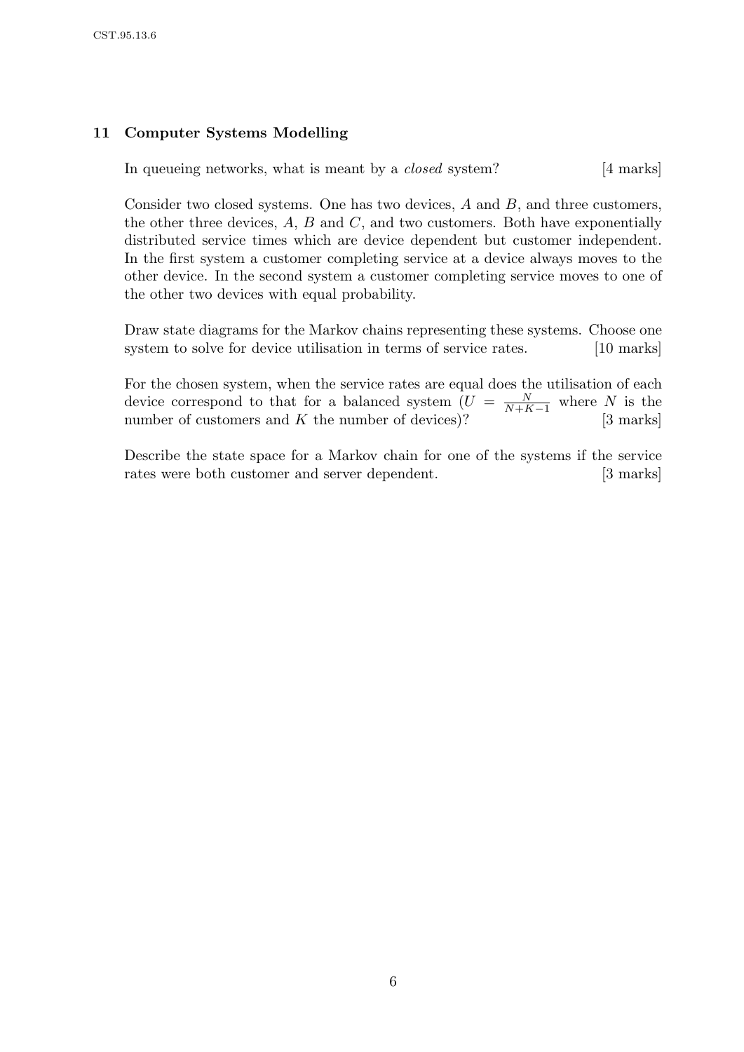## 11 Computer Systems Modelling

In queueing networks, what is meant by a *closed* system? [4 marks]

Consider two closed systems. One has two devices, $A$ and $B$, and three customers, the other three devices, $A$, $B$ and $C$, and two customers. Both have exponentially distributed service times which are device dependent but customer independent. In the first system a customer completing service at a device always moves to the other device. In the second system a customer completing service moves to one of the other two devices with equal probability.

Draw state diagrams for the Markov chains representing these systems. Choose one system to solve for device utilisation in terms of service rates. [10 marks]

For the chosen system, when the service rates are equal does the utilisation of each device correspond to that for a balanced system ($U = \frac{N}{N+K-1}$ where $N$ is the number of customers and $K$ the number of devices)? [3 marks]

Describe the state space for a Markov chain for one of the systems if the service rates were both customer and server dependent. [3 marks]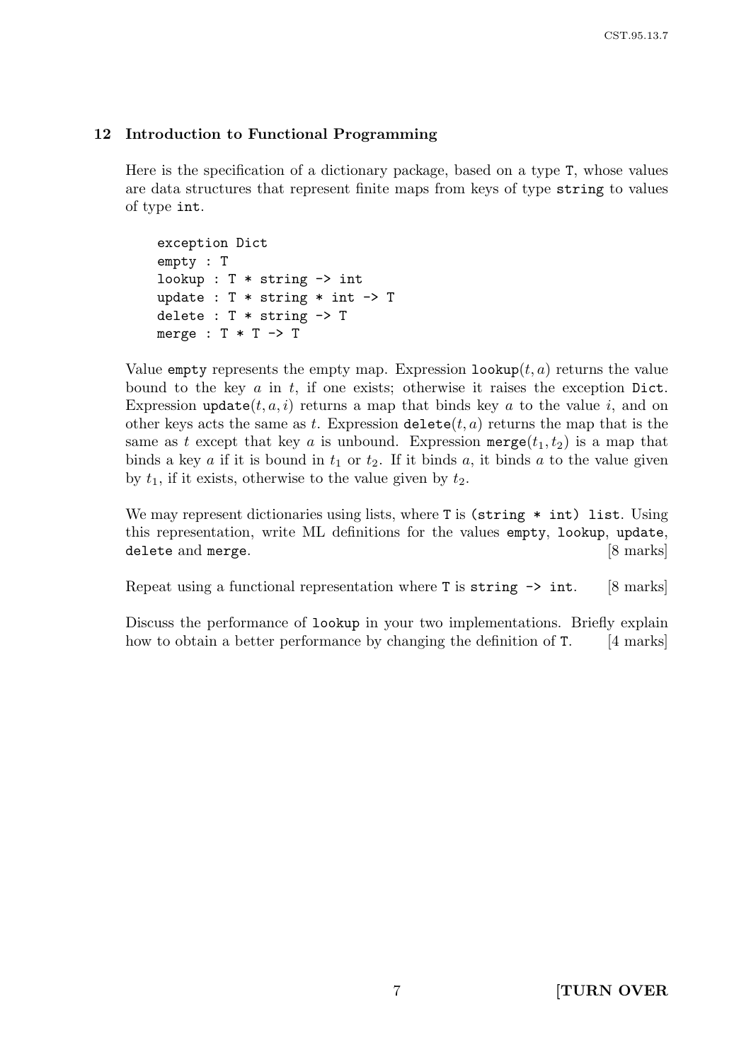## 12 Introduction to Functional Programming

Here is the specification of a dictionary package, based on a type `T`, whose values are data structures that represent finite maps from keys of type `string` to values of type `int`.

```
exception Dict
empty : T
lookup : T * string -> int
update : T * string * int -> T
delete : T * string -> T
merge : T * T -> T
```

Value `empty` represents the empty map. Expression `lookup`$(t, a)$ returns the value bound to the key $a$ in $t$, if one exists; otherwise it raises the exception `Dict`. Expression `update`$(t, a, i)$ returns a map that binds key $a$ to the value $i$, and on other keys acts the same as $t$. Expression `delete`$(t, a)$ returns the map that is the same as $t$ except that key $a$ is unbound. Expression `merge`$(t_1, t_2)$ is a map that binds a key $a$ if it is bound in $t_1$ or $t_2$. If it binds $a$, it binds $a$ to the value given by $t_1$, if it exists, otherwise to the value given by $t_2$.

We may represent dictionaries using lists, where `T` is `(string * int) list`. Using this representation, write ML definitions for the values `empty`, `lookup`, `update`, `delete` and `merge`. [8 marks]

Repeat using a functional representation where `T` is `string -> int`. [8 marks]

Discuss the performance of `lookup` in your two implementations. Briefly explain how to obtain a better performance by changing the definition of `T`. [4 marks]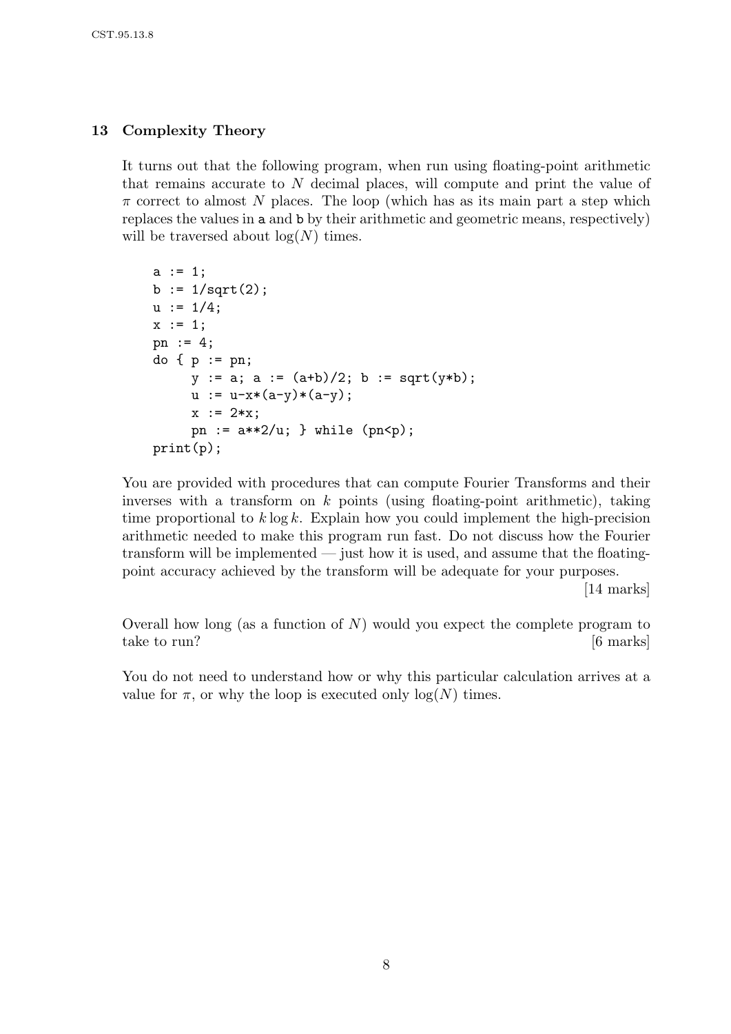## 13 Complexity Theory

It turns out that the following program, when run using floating-point arithmetic that remains accurate to $N$ decimal places, will compute and print the value of $\pi$ correct to almost $N$ places. The loop (which has as its main part a step which replaces the values in a and b by their arithmetic and geometric means, respectively) will be traversed about $\log(N)$ times.

```
a := 1;
b := 1/sqrt(2);
u := 1/4;
x := 1;
pn := 4;
do { p := pn;
     y := a; a := (a+b)/2; b := sqrt(y*b);
     u := u-x*(a-y)*(a-y);
     x := 2*x;
     pn := a**2/u; } while (pn<p);
print(p);
```

You are provided with procedures that can compute Fourier Transforms and their inverses with a transform on $k$ points (using floating-point arithmetic), taking time proportional to $k \log k$. Explain how you could implement the high-precision arithmetic needed to make this program run fast. Do not discuss how the Fourier transform will be implemented — just how it is used, and assume that the floating-point accuracy achieved by the transform will be adequate for your purposes.

[14 marks]

Overall how long (as a function of $N$) would you expect the complete program to take to run? [6 marks]

You do not need to understand how or why this particular calculation arrives at a value for $\pi$, or why the loop is executed only $\log(N)$ times.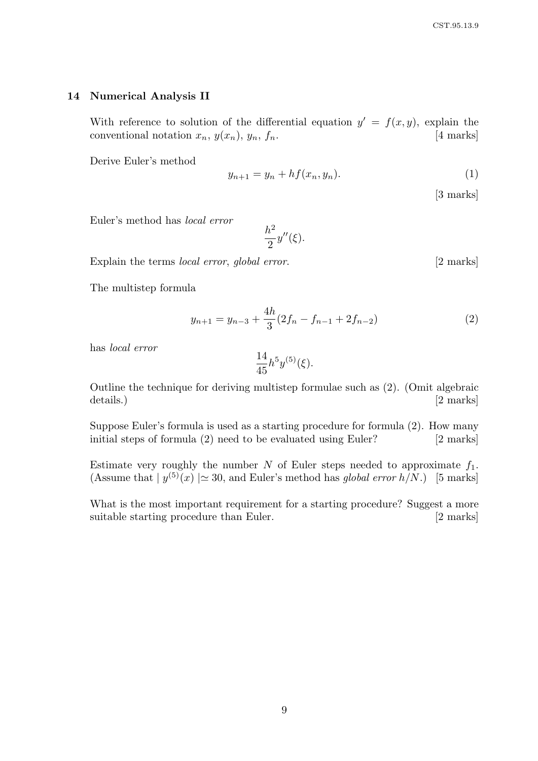## 14 Numerical Analysis II

With reference to solution of the differential equation $y' = f(x, y)$, explain the conventional notation $x_n$, $y(x_n)$, $y_n$, $f_n$. [4 marks]

Derive Euler's method

$$y_{n+1} = y_n + hf(x_n, y_n). \tag{1}$$

[3 marks]

Euler's method has *local error*

$$\frac{h^2}{2} y''(\xi).$$

Explain the terms *local error*, *global error*. [2 marks]

The multistep formula

$$y_{n+1} = y_{n-3} + \frac{4h}{3}(2f_n - f_{n-1} + 2f_{n-2}) \tag{2}$$

has *local error*

$$\frac{14}{45} h^5 y^{(5)}(\xi).$$

Outline the technique for deriving multistep formulae such as (2). (Omit algebraic details.) [2 marks]

Suppose Euler's formula is used as a starting procedure for formula (2). How many initial steps of formula (2) need to be evaluated using Euler? [2 marks]

Estimate very roughly the number $N$ of Euler steps needed to approximate $f_1$. (Assume that $| y^{(5)}(x) | \simeq 30$, and Euler's method has *global error* $h/N$.) [5 marks]

What is the most important requirement for a starting procedure? Suggest a more suitable starting procedure than Euler. [2 marks]